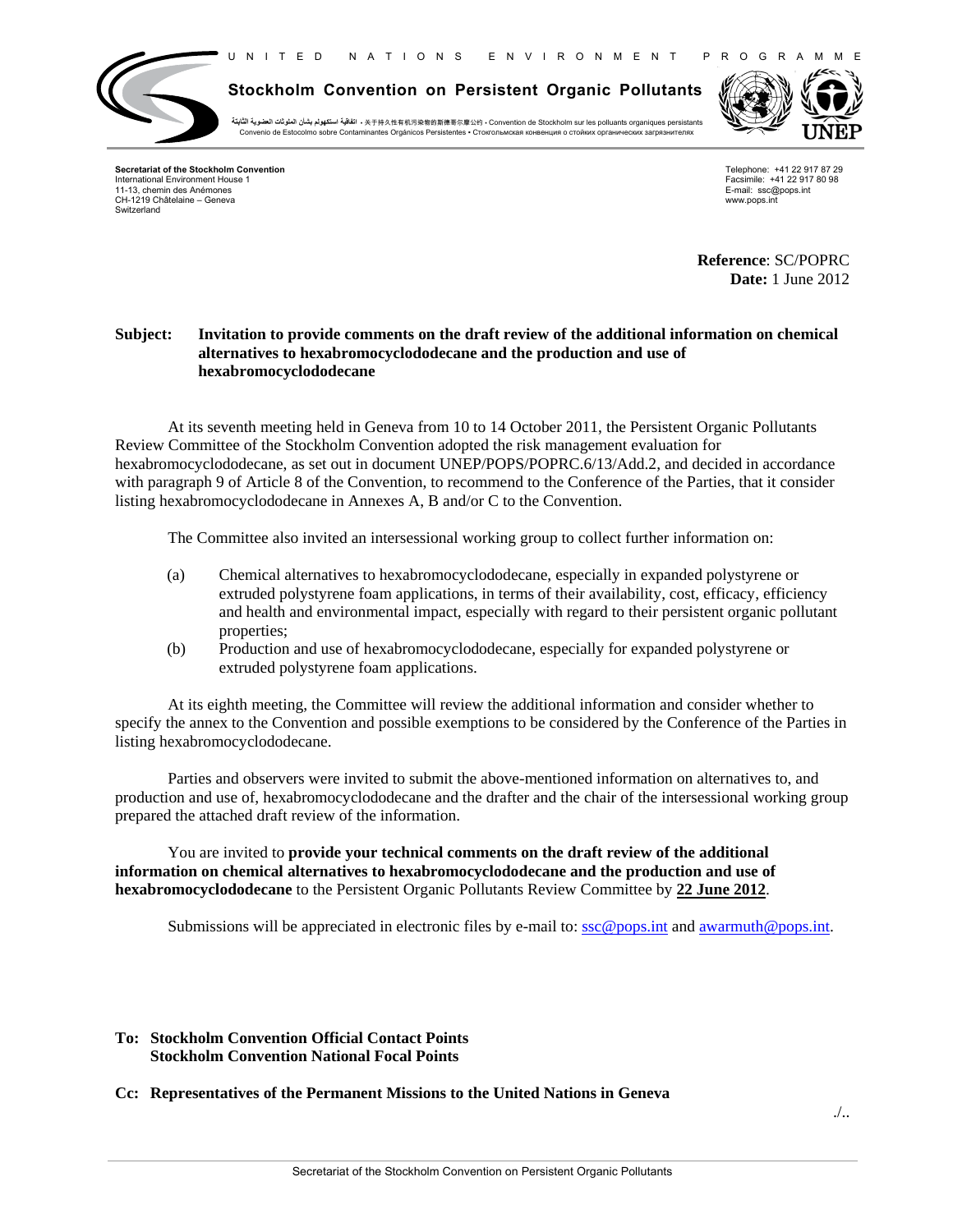UNITED NATIONS ENVIRONMENT PROGRAMME

**Stockholm Convention on Persistent Organic Pollutants**

اتفاقية استكهولم بشأن الملوثات العضوية الثابتة • 关于持久性有机污染物的斯德哥尔摩公约 • Convention de Stockholm sur les polluants organiques persistants
Convenio de Estocolmo sobre Contaminantes Orgánicos Persistentes • Стокгольмская конвенция о стойких органических загрязнителях

UNEP

**Secretariat of the Stockholm Convention**
International Environment House 1
11-13, chemin des Anémones
CH-1219 Châtelaine – Geneva
Switzerland

Telephone: +41 22 917 87 29
Facsimile: +41 22 917 80 98
E-mail: ssc@pops.int
www.pops.int

**Reference**: SC/POPRC
**Date:** 1 June 2012

**Subject: Invitation to provide comments on the draft review of the additional information on chemical alternatives to hexabromocyclododecane and the production and use of hexabromocyclododecane**

At its seventh meeting held in Geneva from 10 to 14 October 2011, the Persistent Organic Pollutants Review Committee of the Stockholm Convention adopted the risk management evaluation for hexabromocyclododecane, as set out in document UNEP/POPS/POPRC.6/13/Add.2, and decided in accordance with paragraph 9 of Article 8 of the Convention, to recommend to the Conference of the Parties, that it consider listing hexabromocyclododecane in Annexes A, B and/or C to the Convention.

The Committee also invited an intersessional working group to collect further information on:

(a) Chemical alternatives to hexabromocyclododecane, especially in expanded polystyrene or extruded polystyrene foam applications, in terms of their availability, cost, efficacy, efficiency and health and environmental impact, especially with regard to their persistent organic pollutant properties;

(b) Production and use of hexabromocyclododecane, especially for expanded polystyrene or extruded polystyrene foam applications.

At its eighth meeting, the Committee will review the additional information and consider whether to specify the annex to the Convention and possible exemptions to be considered by the Conference of the Parties in listing hexabromocyclododecane.

Parties and observers were invited to submit the above-mentioned information on alternatives to, and production and use of, hexabromocyclododecane and the drafter and the chair of the intersessional working group prepared the attached draft review of the information.

You are invited to **provide your technical comments on the draft review of the additional information on chemical alternatives to hexabromocyclododecane and the production and use of hexabromocyclododecane** to the Persistent Organic Pollutants Review Committee by **22 June 2012**.

Submissions will be appreciated in electronic files by e-mail to: ssc@pops.int and awarmuth@pops.int.

**To: Stockholm Convention Official Contact Points**
**Stockholm Convention National Focal Points**

**Cc: Representatives of the Permanent Missions to the United Nations in Geneva**

./..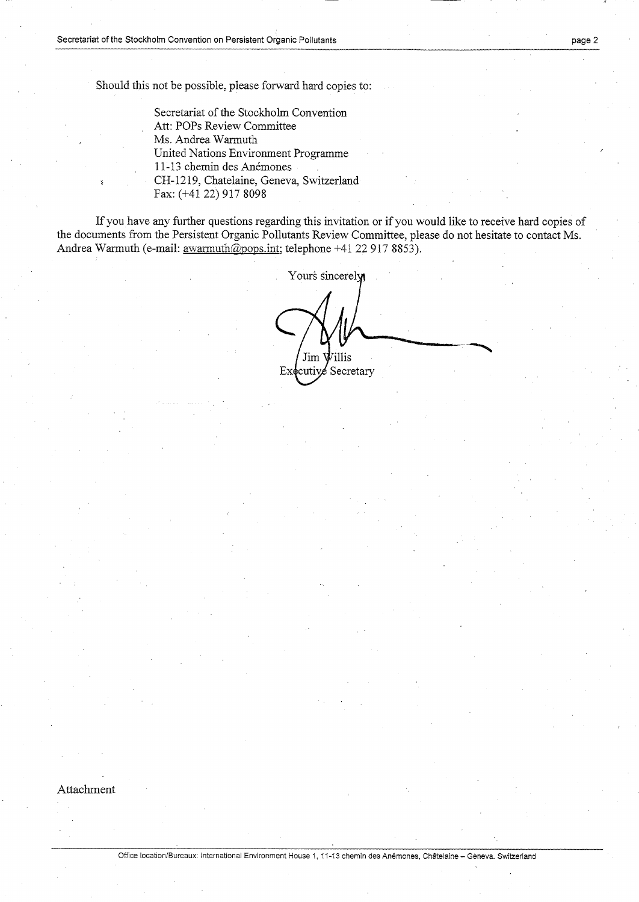Should this not be possible, please forward hard copies to:

Secretariat of the Stockholm Convention
Att: POPs Review Committee
Ms. Andrea Warmuth
United Nations Environment Programme
11-13 chemin des Anémones
CH-1219, Chatelaine, Geneva, Switzerland
Fax: (+41 22) 917 8098

If you have any further questions regarding this invitation or if you would like to receive hard copies of the documents from the Persistent Organic Pollutants Review Committee, please do not hesitate to contact Ms. Andrea Warmuth (e-mail: awarmuth@pops.int; telephone +41 22 917 8853).

Yours sincerely,

Jim Willis
Executive Secretary

Attachment